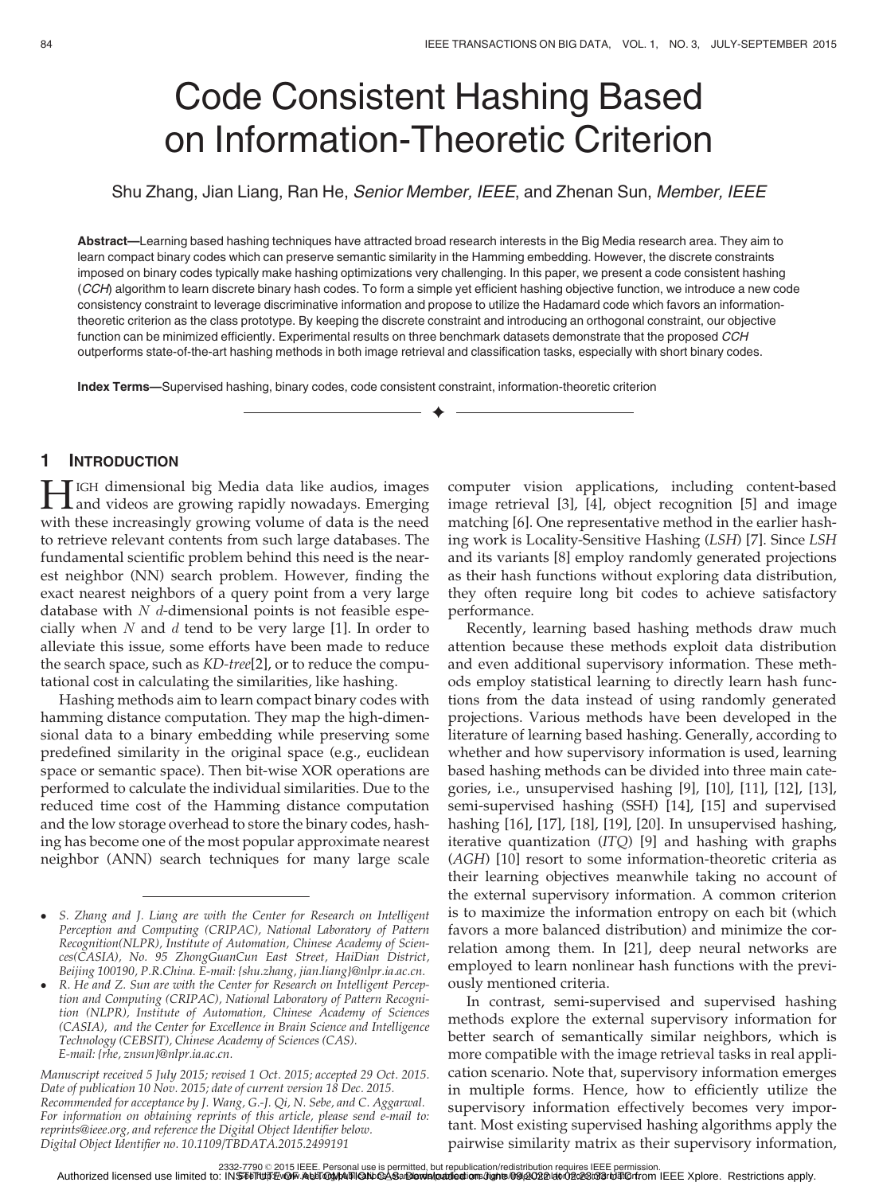# Code Consistent Hashing Based on Information-Theoretic Criterion

Shu Zhang, Jian Liang, Ran He, *Senior Member, IEEE*, and Zhenan Sun, *Member, IEEE*

**Abstract**—Learning based hashing techniques have attracted broad research interests in the Big Media research area. They aim to learn compact binary codes which can preserve semantic similarity in the Hamming embedding. However, the discrete constraints imposed on binary codes typically make hashing optimizations very challenging. In this paper, we present a code consistent hashing (*CCH*) algorithm to learn discrete binary hash codes. To form a simple yet efficient hashing objective function, we introduce a new code consistency constraint to leverage discriminative information and propose to utilize the Hadamard code which favors an information-theoretic criterion as the class prototype. By keeping the discrete constraint and introducing an orthogonal constraint, our objective function can be minimized efficiently. Experimental results on three benchmark datasets demonstrate that the proposed *CCH* outperforms state-of-the-art hashing methods in both image retrieval and classification tasks, especially with short binary codes.

**Index Terms**—Supervised hashing, binary codes, code consistent constraint, information-theoretic criterion

## 1 Introduction

High dimensional big Media data like audios, images and videos are growing rapidly nowadays. Emerging with these increasingly growing volume of data is the need to retrieve relevant contents from such large databases. The fundamental scientific problem behind this need is the nearest neighbor (NN) search problem. However, finding the exact nearest neighbors of a query point from a very large database with $N$ $d$-dimensional points is not feasible especially when $N$ and $d$ tend to be very large [1]. In order to alleviate this issue, some efforts have been made to reduce the search space, such as *KD-tree*[2], or to reduce the computational cost in calculating the similarities, like hashing.

Hashing methods aim to learn compact binary codes with hamming distance computation. They map the high-dimensional data to a binary embedding while preserving some predefined similarity in the original space (e.g., euclidean space or semantic space). Then bit-wise XOR operations are performed to calculate the individual similarities. Due to the reduced time cost of the Hamming distance computation and the low storage overhead to store the binary codes, hashing has become one of the most popular approximate nearest neighbor (ANN) search techniques for many large scale computer vision applications, including content-based image retrieval [3], [4], object recognition [5] and image matching [6]. One representative method in the earlier hashing work is Locality-Sensitive Hashing (*LSH*) [7]. Since *LSH* and its variants [8] employ randomly generated projections as their hash functions without exploring data distribution, they often require long bit codes to achieve satisfactory performance.

Recently, learning based hashing methods draw much attention because these methods exploit data distribution and even additional supervisory information. These methods employ statistical learning to directly learn hash functions from the data instead of using randomly generated projections. Various methods have been developed in the literature of learning based hashing. Generally, according to whether and how supervisory information is used, learning based hashing methods can be divided into three main categories, i.e., unsupervised hashing [9], [10], [11], [12], [13], semi-supervised hashing (SSH) [14], [15] and supervised hashing [16], [17], [18], [19], [20]. In unsupervised hashing, iterative quantization (*ITQ*) [9] and hashing with graphs (*AGH*) [10] resort to some information-theoretic criteria as their learning objectives meanwhile taking no account of the external supervisory information. A common criterion is to maximize the information entropy on each bit (which favors a more balanced distribution) and minimize the correlation among them. In [21], deep neural networks are employed to learn nonlinear hash functions with the previously mentioned criteria.

In contrast, semi-supervised and supervised hashing methods explore the external supervisory information for better search of semantically similar neighbors, which is more compatible with the image retrieval tasks in real application scenario. Note that, supervisory information emerges in multiple forms. Hence, how to efficiently utilize the supervisory information effectively becomes very important. Most existing supervised hashing algorithms apply the pairwise similarity matrix as their supervisory information,

- *S. Zhang and J. Liang are with the Center for Research on Intelligent Perception and Computing (CRIPAC), National Laboratory of Pattern Recognition(NLPR), Institute of Automation, Chinese Academy of Sciences(CASIA), No. 95 ZhongGuanCun East Street, HaiDian District, Beijing 100190, P.R.China. E-mail: {shu.zhang, jian.liang}@nlpr.ia.ac.cn.*
- *R. He and Z. Sun are with the Center for Research on Intelligent Perception and Computing (CRIPAC), National Laboratory of Pattern Recognition (NLPR), Institute of Automation, Chinese Academy of Sciences (CASIA), and the Center for Excellence in Brain Science and Intelligence Technology (CEBSIT), Chinese Academy of Sciences (CAS). E-mail: {rhe, znsun}@nlpr.ia.ac.cn.*

*Manuscript received 5 July 2015; revised 1 Oct. 2015; accepted 29 Oct. 2015. Date of publication 10 Nov. 2015; date of current version 18 Dec. 2015. Recommended for acceptance by J. Wang, G.-J. Qi, N. Sebe, and C. Aggarwal. For information on obtaining reprints of this article, please send e-mail to: reprints@ieee.org, and reference the Digital Object Identifier below. Digital Object Identifier no. 10.1109/TBDATA.2015.2499191*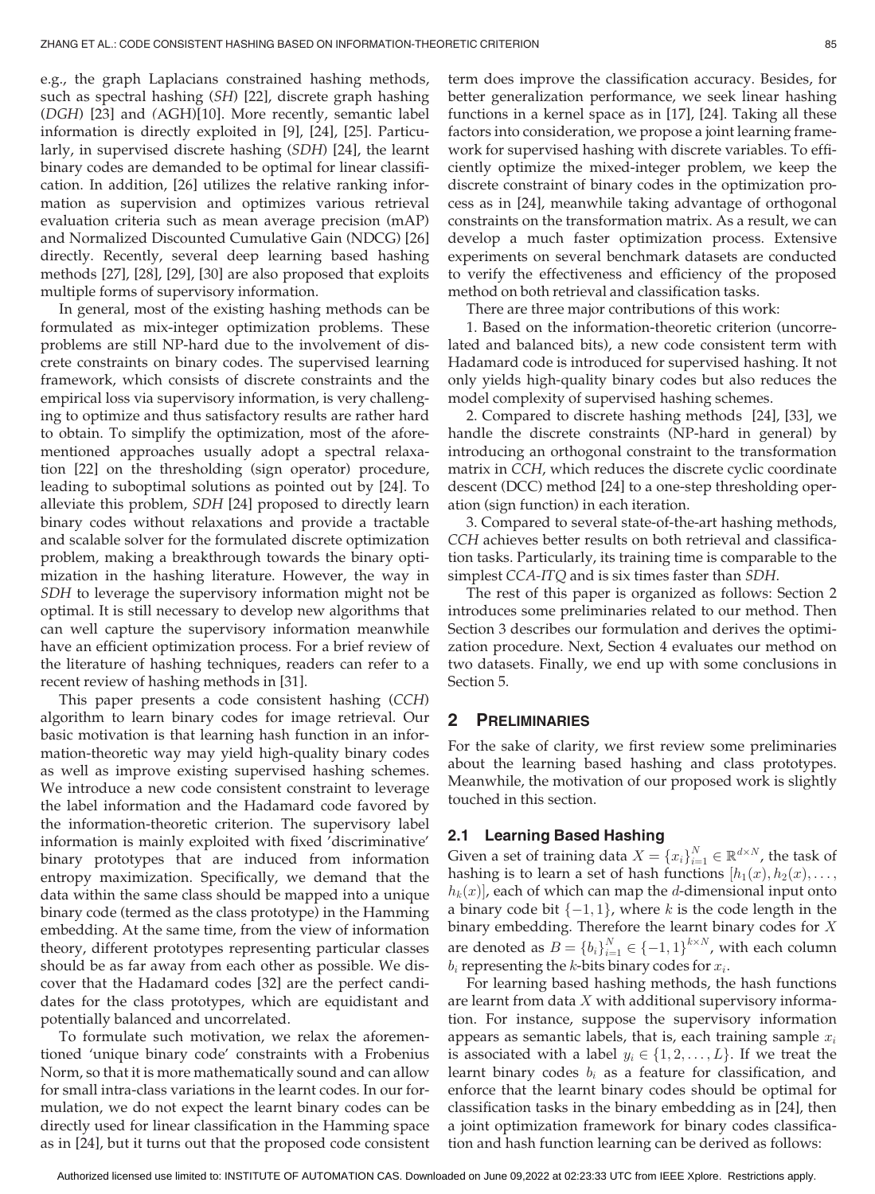e.g., the graph Laplacians constrained hashing methods, such as spectral hashing (*SH*) [22], discrete graph hashing (*DGH*) [23] and (AGH)[10]. More recently, semantic label information is directly exploited in [9], [24], [25]. Particularly, in supervised discrete hashing (*SDH*) [24], the learnt binary codes are demanded to be optimal for linear classification. In addition, [26] utilizes the relative ranking information as supervision and optimizes various retrieval evaluation criteria such as mean average precision (mAP) and Normalized Discounted Cumulative Gain (NDCG) [26] directly. Recently, several deep learning based hashing methods [27], [28], [29], [30] are also proposed that exploits multiple forms of supervisory information.

In general, most of the existing hashing methods can be formulated as mix-integer optimization problems. These problems are still NP-hard due to the involvement of discrete constraints on binary codes. The supervised learning framework, which consists of discrete constraints and the empirical loss via supervisory information, is very challenging to optimize and thus satisfactory results are rather hard to obtain. To simplify the optimization, most of the aforementioned approaches usually adopt a spectral relaxation [22] on the thresholding (sign operator) procedure, leading to suboptimal solutions as pointed out by [24]. To alleviate this problem, *SDH* [24] proposed to directly learn binary codes without relaxations and provide a tractable and scalable solver for the formulated discrete optimization problem, making a breakthrough towards the binary optimization in the hashing literature. However, the way in *SDH* to leverage the supervisory information might not be optimal. It is still necessary to develop new algorithms that can well capture the supervisory information meanwhile have an efficient optimization process. For a brief review of the literature of hashing techniques, readers can refer to a recent review of hashing methods in [31].

This paper presents a code consistent hashing (*CCH*) algorithm to learn binary codes for image retrieval. Our basic motivation is that learning hash function in an information-theoretic way may yield high-quality binary codes as well as improve existing supervised hashing schemes. We introduce a new code consistent constraint to leverage the label information and the Hadamard code favored by the information-theoretic criterion. The supervisory label information is mainly exploited with fixed 'discriminative' binary prototypes that are induced from information entropy maximization. Specifically, we demand that the data within the same class should be mapped into a unique binary code (termed as the class prototype) in the Hamming embedding. At the same time, from the view of information theory, different prototypes representing particular classes should be as far away from each other as possible. We discover that the Hadamard codes [32] are the perfect candidates for the class prototypes, which are equidistant and potentially balanced and uncorrelated.

To formulate such motivation, we relax the aforementioned 'unique binary code' constraints with a Frobenius Norm, so that it is more mathematically sound and can allow for small intra-class variations in the learnt codes. In our formulation, we do not expect the learnt binary codes can be directly used for linear classification in the Hamming space as in [24], but it turns out that the proposed code consistent term does improve the classification accuracy. Besides, for better generalization performance, we seek linear hashing functions in a kernel space as in [17], [24]. Taking all these factors into consideration, we propose a joint learning framework for supervised hashing with discrete variables. To efficiently optimize the mixed-integer problem, we keep the discrete constraint of binary codes in the optimization process as in [24], meanwhile taking advantage of orthogonal constraints on the transformation matrix. As a result, we can develop a much faster optimization process. Extensive experiments on several benchmark datasets are conducted to verify the effectiveness and efficiency of the proposed method on both retrieval and classification tasks.

There are three major contributions of this work:

1. Based on the information-theoretic criterion (uncorrelated and balanced bits), a new code consistent term with Hadamard code is introduced for supervised hashing. It not only yields high-quality binary codes but also reduces the model complexity of supervised hashing schemes.

2. Compared to discrete hashing methods [24], [33], we handle the discrete constraints (NP-hard in general) by introducing an orthogonal constraint to the transformation matrix in *CCH*, which reduces the discrete cyclic coordinate descent (DCC) method [24] to a one-step thresholding operation (sign function) in each iteration.

3. Compared to several state-of-the-art hashing methods, *CCH* achieves better results on both retrieval and classification tasks. Particularly, its training time is comparable to the simplest *CCA-ITQ* and is six times faster than *SDH*.

The rest of this paper is organized as follows: Section 2 introduces some preliminaries related to our method. Then Section 3 describes our formulation and derives the optimization procedure. Next, Section 4 evaluates our method on two datasets. Finally, we end up with some conclusions in Section 5.

## 2 Preliminaries

For the sake of clarity, we first review some preliminaries about the learning based hashing and class prototypes. Meanwhile, the motivation of our proposed work is slightly touched in this section.

### 2.1 Learning Based Hashing

Given a set of training data $X = \{x_i\}_{i=1}^N \in \mathbb{R}^{d \times N}$, the task of hashing is to learn a set of hash functions $[h_1(x), h_2(x), \ldots, h_k(x)]$, each of which can map the $d$-dimensional input onto a binary code bit $\{-1, 1\}$, where $k$ is the code length in the binary embedding. Therefore the learnt binary codes for $X$ are denoted as $B = \{b_i\}_{i=1}^N \in \{-1, 1\}^{k \times N}$, with each column $b_i$ representing the $k$-bits binary codes for $x_i$.

For learning based hashing methods, the hash functions are learnt from data $X$ with additional supervisory information. For instance, suppose the supervisory information appears as semantic labels, that is, each training sample $x_i$ is associated with a label $y_i \in \{1, 2, \ldots, L\}$. If we treat the learnt binary codes $b_i$ as a feature for classification, and enforce that the learnt binary codes should be optimal for classification tasks in the binary embedding as in [24], then a joint optimization framework for binary codes classification and hash function learning can be derived as follows: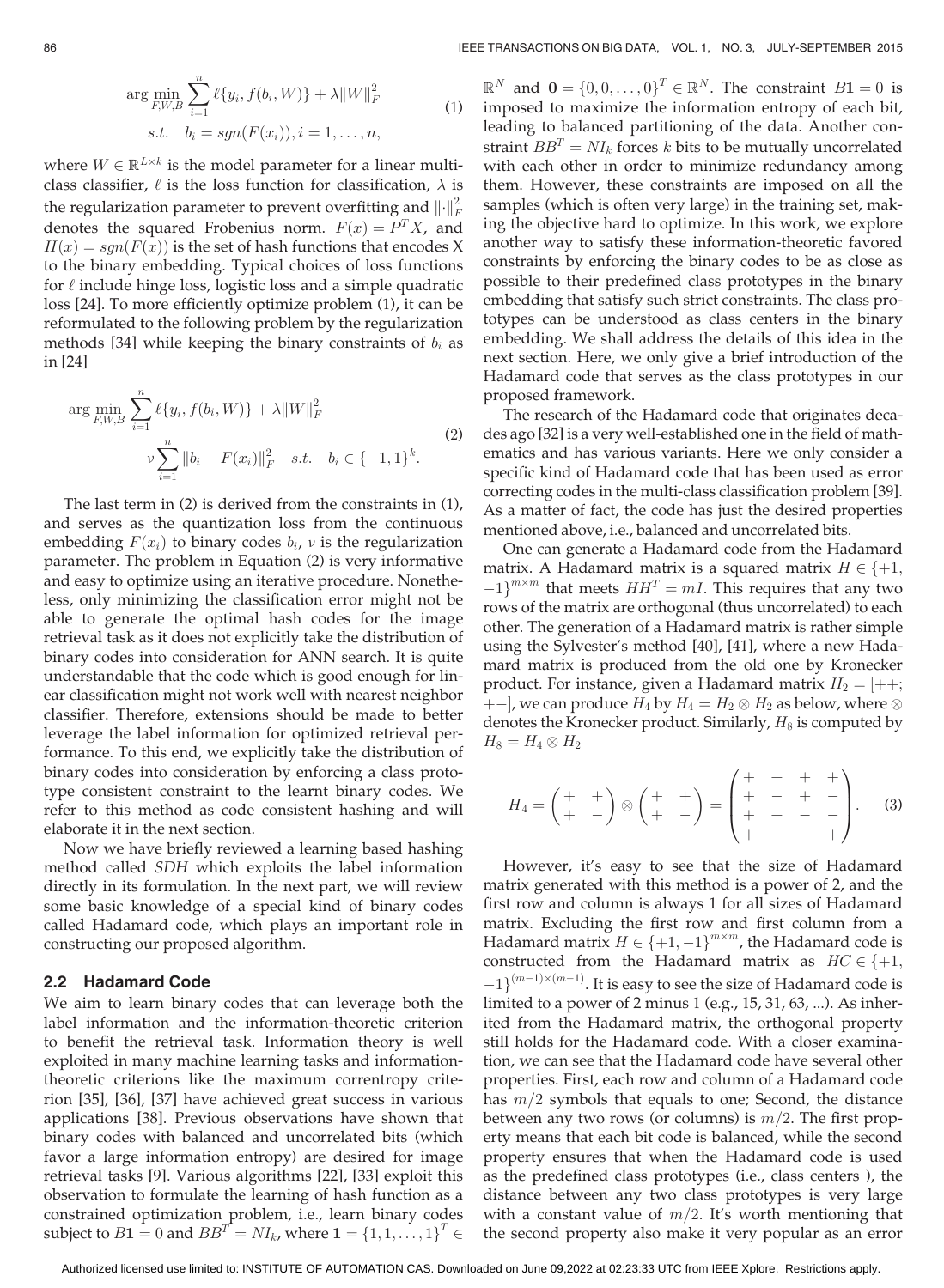$$\arg\min_{F,W,B} \sum_{i=1}^{n} \ell\{y_i, f(b_i, W)\} + \lambda \|W\|_F^2$$
$$s.t. \quad b_i = sgn(F(x_i)), i = 1, \ldots, n, \tag{1}$$

where $W \in \mathbb{R}^{L \times k}$ is the model parameter for a linear multi-class classifier, $\ell$ is the loss function for classification, $\lambda$ is the regularization parameter to prevent overfitting and $\|\cdot\|_F^2$ denotes the squared Frobenius norm. $F(x) = P^T X$, and $H(x) = sgn(F(x))$ is the set of hash functions that encodes X to the binary embedding. Typical choices of loss functions for $\ell$ include hinge loss, logistic loss and a simple quadratic loss [24]. To more efficiently optimize problem (1), it can be reformulated to the following problem by the regularization methods [34] while keeping the binary constraints of $b_i$ as in [24]

$$\arg\min_{F,W,B} \sum_{i=1}^{n} \ell\{y_i, f(b_i, W)\} + \lambda \|W\|_F^2$$
$$+ \nu \sum_{i=1}^{n} \|b_i - F(x_i)\|_F^2 \quad s.t. \quad b_i \in \{-1, 1\}^k. \tag{2}$$

The last term in (2) is derived from the constraints in (1), and serves as the quantization loss from the continuous embedding $F(x_i)$ to binary codes $b_i$, $\nu$ is the regularization parameter. The problem in Equation (2) is very informative and easy to optimize using an iterative procedure. Nonetheless, only minimizing the classification error might not be able to generate the optimal hash codes for the image retrieval task as it does not explicitly take the distribution of binary codes into consideration for ANN search. It is quite understandable that the code which is good enough for linear classification might not work well with nearest neighbor classifier. Therefore, extensions should be made to better leverage the label information for optimized retrieval performance. To this end, we explicitly take the distribution of binary codes into consideration by enforcing a class prototype consistent constraint to the learnt binary codes. We refer to this method as code consistent hashing and will elaborate it in the next section.

Now we have briefly reviewed a learning based hashing method called *SDH* which exploits the label information directly in its formulation. In the next part, we will review some basic knowledge of a special kind of binary codes called Hadamard code, which plays an important role in constructing our proposed algorithm.

### 2.2 Hadamard Code

We aim to learn binary codes that can leverage both the label information and the information-theoretic criterion to benefit the retrieval task. Information theory is well exploited in many machine learning tasks and information-theoretic criterions like the maximum correntropy criterion [35], [36], [37] have achieved great success in various applications [38]. Previous observations have shown that binary codes with balanced and uncorrelated bits (which favor a large information entropy) are desired for image retrieval tasks [9]. Various algorithms [22], [33] exploit this observation to formulate the learning of hash function as a constrained optimization problem, i.e., learn binary codes subject to $B\mathbf{1} = 0$ and $BB^T = NI_k$, where $\mathbf{1} = \{1, 1, \ldots, 1\}^T \in \mathbb{R}^N$ and $\mathbf{0} = \{0, 0, \ldots, 0\}^T \in \mathbb{R}^N$. The constraint $B\mathbf{1} = 0$ is imposed to maximize the information entropy of each bit, leading to balanced partitioning of the data. Another constraint $BB^T = NI_k$ forces $k$ bits to be mutually uncorrelated with each other in order to minimize redundancy among them. However, these constraints are imposed on all the samples (which is often very large) in the training set, making the objective hard to optimize. In this work, we explore another way to satisfy these information-theoretic favored constraints by enforcing the binary codes to be as close as possible to their predefined class prototypes in the binary embedding that satisfy such strict constraints. The class prototypes can be understood as class centers in the binary embedding. We shall address the details of this idea in the next section. Here, we only give a brief introduction of the Hadamard code that serves as the class prototypes in our proposed framework.

The research of the Hadamard code that originates decades ago [32] is a very well-established one in the field of mathematics and has various variants. Here we only consider a specific kind of Hadamard code that has been used as error correcting codes in the multi-class classification problem [39]. As a matter of fact, the code has just the desired properties mentioned above, i.e., balanced and uncorrelated bits.

One can generate a Hadamard code from the Hadamard matrix. A Hadamard matrix is a squared matrix $H \in \{+1, -1\}^{m \times m}$ that meets $HH^T = mI$. This requires that any two rows of the matrix are orthogonal (thus uncorrelated) to each other. The generation of a Hadamard matrix is rather simple using the Sylvester's method [40], [41], where a new Hadamard matrix is produced from the old one by Kronecker product. For instance, given a Hadamard matrix $H_2 = [++; +-]$, we can produce $H_4$ by $H_4 = H_2 \otimes H_2$ as below, where $\otimes$ denotes the Kronecker product. Similarly, $H_8$ is computed by $H_8 = H_4 \otimes H_2$

$$H_4 = \begin{pmatrix} + & + \\ + & - \end{pmatrix} \otimes \begin{pmatrix} + & + \\ + & - \end{pmatrix} = \begin{pmatrix} + & + & + & + \\ + & - & + & - \\ + & + & - & - \\ + & - & - & + \end{pmatrix}. \tag{3}$$

However, it's easy to see that the size of Hadamard matrix generated with this method is a power of 2, and the first row and column is always 1 for all sizes of Hadamard matrix. Excluding the first row and first column from a Hadamard matrix $H \in \{+1, -1\}^{m \times m}$, the Hadamard code is constructed from the Hadamard matrix as $HC \in \{+1, -1\}^{(m-1) \times (m-1)}$. It is easy to see the size of Hadamard code is limited to a power of 2 minus 1 (e.g., 15, 31, 63, ...). As inherited from the Hadamard matrix, the orthogonal property still holds for the Hadamard code. With a closer examination, we can see that the Hadamard code have several other properties. First, each row and column of a Hadamard code has $m/2$ symbols that equals to one; Second, the distance between any two rows (or columns) is $m/2$. The first property means that each bit code is balanced, while the second property ensures that when the Hadamard code is used as the predefined class prototypes (i.e., class centers ), the distance between any two class prototypes is very large with a constant value of $m/2$. It's worth mentioning that the second property also make it very popular as an error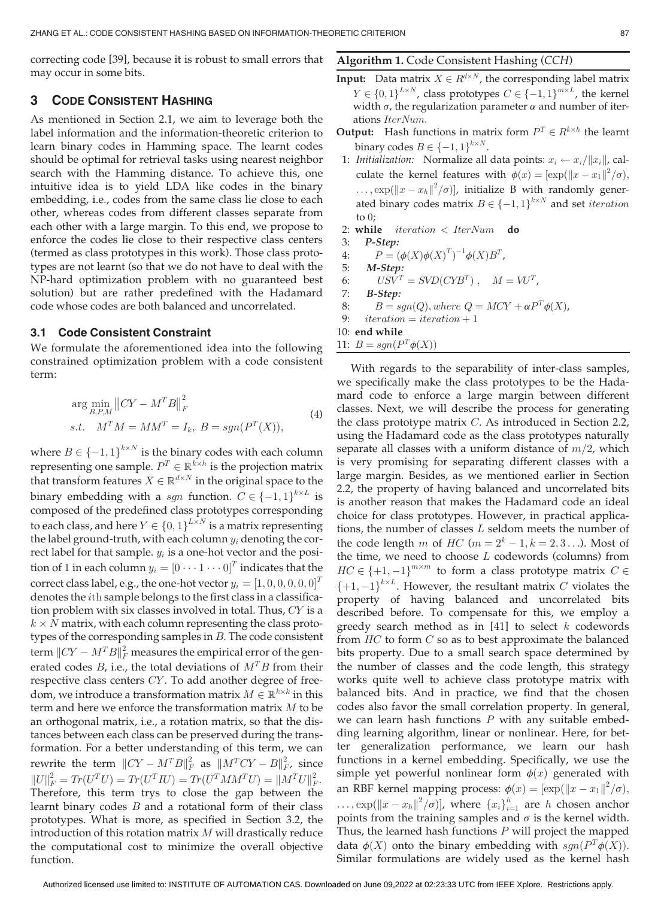correcting code [39], because it is robust to small errors that may occur in some bits.

## 3 Code Consistent Hashing

As mentioned in Section 2.1, we aim to leverage both the label information and the information-theoretic criterion to learn binary codes in Hamming space. The learnt codes should be optimal for retrieval tasks using nearest neighbor search with the Hamming distance. To achieve this, one intuitive idea is to yield LDA like codes in the binary embedding, i.e., codes from the same class lie close to each other, whereas codes from different classes separate from each other with a large margin. To this end, we propose to enforce the codes lie close to their respective class centers (termed as class prototypes in this work). Those class prototypes are not learnt (so that we do not have to deal with the NP-hard optimization problem with no guaranteed best solution) but are rather predefined with the Hadamard code whose codes are both balanced and uncorrelated.

### 3.1 Code Consistent Constraint

We formulate the aforementioned idea into the following constrained optimization problem with a code consistent term:

$$\arg\min_{B,P,M} \left\|CY - M^T B\right\|_F^2$$
$$s.t. \quad M^T M = M M^T = I_k,\ B = sgn(P^T(X)), \tag{4}$$

where $B \in \{-1, 1\}^{k\times N}$ is the binary codes with each column representing one sample. $P^T \in \mathbb{R}^{k\times h}$ is the projection matrix that transform features $X \in \mathbb{R}^{d\times N}$ in the original space to the binary embedding with a $sgn$ function. $C \in \{-1, 1\}^{k\times L}$ is composed of the predefined class prototypes corresponding to each class, and here $Y \in \{0, 1\}^{L\times N}$ is a matrix representing the label ground-truth, with each column $y_i$ denoting the correct label for that sample. $y_i$ is a one-hot vector and the position of 1 in each column $y_i = [0 \cdots 1 \cdots 0]^T$ indicates that the correct class label, e.g., the one-hot vector $y_i = [1, 0, 0, 0, 0, 0]^T$ denotes the $i$th sample belongs to the first class in a classification problem with six classes involved in total. Thus, $CY$ is a $k \times N$ matrix, with each column representing the class prototypes of the corresponding samples in $B$. The code consistent term $\|CY - M^T B\|_F^2$ measures the empirical error of the generated codes $B$, i.e., the total deviations of $M^T B$ from their respective class centers $CY$. To add another degree of freedom, we introduce a transformation matrix $M \in \mathbb{R}^{k\times k}$ in this term and here we enforce the transformation matrix $M$ to be an orthogonal matrix, i.e., a rotation matrix, so that the distances between each class can be preserved during the transformation. For a better understanding of this term, we can rewrite the term $\|CY - M^T B\|_F^2$ as $\|M^T CY - B\|_F^2$, since $\|U\|_F^2 = Tr(U^T U) = Tr(U^T I U) = Tr(U^T M M^T U) = \|M^T U\|_F^2$. Therefore, this term trys to close the gap between the learnt binary codes $B$ and a rotational form of their class prototypes. What is more, as specified in Section 3.2, the introduction of this rotation matrix $M$ will drastically reduce the computational cost to minimize the overall objective function.

**Algorithm 1.** Code Consistent Hashing (*CCH*)

**Input:** Data matrix $X \in R^{d\times N}$, the corresponding label matrix $Y \in \{0, 1\}^{L\times N}$, class prototypes $C \in \{-1, 1\}^{m\times L}$, the kernel width $\sigma$, the regularization parameter $\alpha$ and number of iterations $IterNum$.

**Output:** Hash functions in matrix form $P^T \in R^{k\times h}$ the learnt binary codes $B \in \{-1, 1\}^{k\times N}$.

1: *Initialization:* Normalize all data points: $x_i \leftarrow x_i/\|x_i\|$, calculate the kernel features with $\phi(x) = [\exp(\|x - x_1\|^2/\sigma), \ldots, \exp(\|x - x_h\|^2/\sigma)]$, initialize B with randomly generated binary codes matrix $B \in \{-1, 1\}^{k\times N}$ and set $iteration$ to 0;
2: **while** $iteration < IterNum$ **do**
3: *P-Step:*
4: $P = (\phi(X)\phi(X)^T)^{-1}\phi(X)B^T$,
5: *M-Step:*
6: $USV^T = SVD(CYB^T)$, $M = VU^T$,
7: *B-Step:*
8: $B = sgn(Q)$, $where\ Q = MCY + \alpha P^T \phi(X)$,
9: $iteration = iteration + 1$
10: **end while**
11: $B = sgn(P^T \phi(X))$

With regards to the separability of inter-class samples, we specifically make the class prototypes to be the Hadamard code to enforce a large margin between different classes. Next, we will describe the process for generating the class prototype matrix $C$. As introduced in Section 2.2, using the Hadamard code as the class prototypes naturally separate all classes with a uniform distance of $m/2$, which is very promising for separating different classes with a large margin. Besides, as we mentioned earlier in Section 2.2, the property of having balanced and uncorrelated bits is another reason that makes the Hadamard code an ideal choice for class prototypes. However, in practical applications, the number of classes $L$ seldom meets the number of the code length $m$ of $HC$ ($m = 2^k - 1, k = 2, 3 \ldots$). Most of the time, we need to choose $L$ codewords (columns) from $HC \in \{+1, -1\}^{m\times m}$ to form a class prototype matrix $C \in \{+1, -1\}^{k\times L}$. However, the resultant matrix $C$ violates the property of having balanced and uncorrelated bits described before. To compensate for this, we employ a greedy search method as in [41] to select $k$ codewords from $HC$ to $C$ so as to best approximate the balanced bits property. Due to a small search space determined by the number of classes and the code length, this strategy works quite well to achieve class prototype matrix with balanced bits. And in practice, we find that the chosen codes also favor the small correlation property. In general, we can learn hash functions $P$ with any suitable embedding learning algorithm, linear or nonlinear. Here, for better generalization performance, we learn our hash functions in a kernel embedding. Specifically, we use the simple yet powerful nonlinear form $\phi(x)$ generated with an RBF kernel mapping process: $\phi(x) = [\exp(\|x - x_1\|^2/\sigma), \ldots, \exp(\|x - x_h\|^2/\sigma)]$, where $\{x_i\}_{i=1}^h$ are $h$ chosen anchor points from the training samples and $\sigma$ is the kernel width. Thus, the learned hash functions $P$ will project the mapped data $\phi(X)$ onto the binary embedding with $sgn(P^T\phi(X))$. Similar formulations are widely used as the kernel hash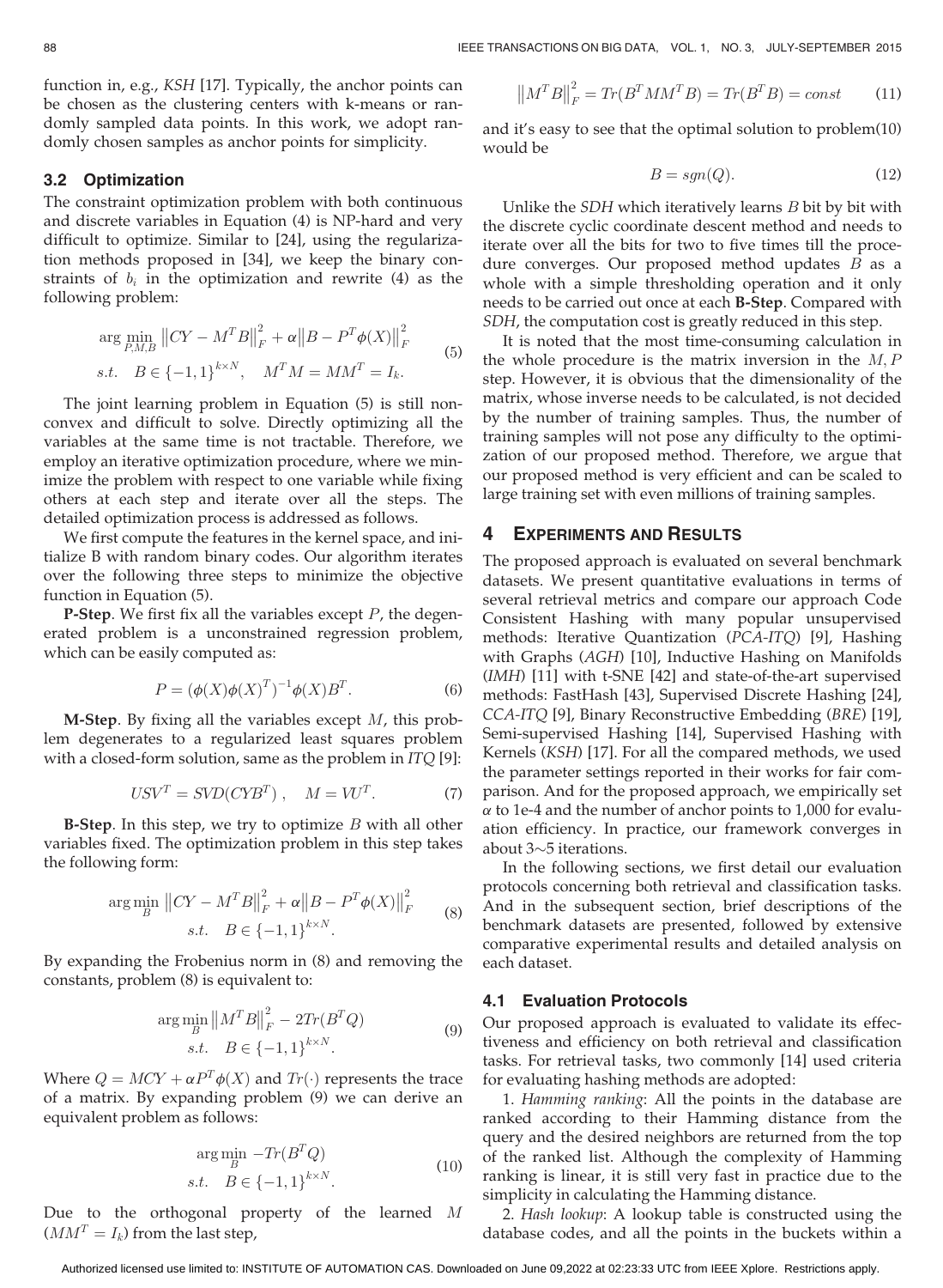function in, e.g., *KSH* [17]. Typically, the anchor points can be chosen as the clustering centers with k-means or randomly sampled data points. In this work, we adopt randomly chosen samples as anchor points for simplicity.

### 3.2 Optimization

The constraint optimization problem with both continuous and discrete variables in Equation (4) is NP-hard and very difficult to optimize. Similar to [24], using the regularization methods proposed in [34], we keep the binary constraints of $b_i$ in the optimization and rewrite (4) as the following problem:

$$\arg\min_{P,M,B} \left\|CY - M^T B\right\|_F^2 + \alpha\left\|B - P^T\phi(X)\right\|_F^2$$
$$s.t. \quad B \in \{-1,1\}^{k\times N}, \quad M^T M = MM^T = I_k. \tag{5}$$

The joint learning problem in Equation (5) is still nonconvex and difficult to solve. Directly optimizing all the variables at the same time is not tractable. Therefore, we employ an iterative optimization procedure, where we minimize the problem with respect to one variable while fixing others at each step and iterate over all the steps. The detailed optimization process is addressed as follows.

We first compute the features in the kernel space, and initialize B with random binary codes. Our algorithm iterates over the following three steps to minimize the objective function in Equation (5).

**P-Step**. We first fix all the variables except $P$, the degenerated problem is a unconstrained regression problem, which can be easily computed as:

$$P = (\phi(X)\phi(X)^T)^{-1}\phi(X)B^T. \tag{6}$$

**M-Step**. By fixing all the variables except $M$, this problem degenerates to a regularized least squares problem with a closed-form solution, same as the problem in *ITQ* [9]:

$$USV^T = SVD(CYB^T), \quad M = VU^T. \tag{7}$$

**B-Step**. In this step, we try to optimize $B$ with all other variables fixed. The optimization problem in this step takes the following form:

$$\arg\min_{B} \left\|CY - M^T B\right\|_F^2 + \alpha\left\|B - P^T\phi(X)\right\|_F^2$$
$$s.t. \quad B \in \{-1,1\}^{k\times N}. \tag{8}$$

By expanding the Frobenius norm in (8) and removing the constants, problem (8) is equivalent to:

$$\arg\min_{B} \left\|M^T B\right\|_F^2 - 2Tr(B^T Q)$$
$$s.t. \quad B \in \{-1,1\}^{k\times N}. \tag{9}$$

Where $Q = MCY + \alpha P^T\phi(X)$ and $Tr(\cdot)$ represents the trace of a matrix. By expanding problem (9) we can derive an equivalent problem as follows:

$$\arg\min_{B} -Tr(B^T Q)$$
$$s.t. \quad B \in \{-1,1\}^{k\times N}. \tag{10}$$

Due to the orthogonal property of the learned $M$ ($MM^T = I_k$) from the last step,

$$\left\|M^T B\right\|_F^2 = Tr(B^T MM^T B) = Tr(B^T B) = const \tag{11}$$

and it's easy to see that the optimal solution to problem(10) would be

$$B = sgn(Q). \tag{12}$$

Unlike the *SDH* which iteratively learns $B$ bit by bit with the discrete cyclic coordinate descent method and needs to iterate over all the bits for two to five times till the procedure converges. Our proposed method updates $B$ as a whole with a simple thresholding operation and it only needs to be carried out once at each **B-Step**. Compared with *SDH*, the computation cost is greatly reduced in this step.

It is noted that the most time-consuming calculation in the whole procedure is the matrix inversion in the $M, P$ step. However, it is obvious that the dimensionality of the matrix, whose inverse needs to be calculated, is not decided by the number of training samples. Thus, the number of training samples will not pose any difficulty to the optimization of our proposed method. Therefore, we argue that our proposed method is very efficient and can be scaled to large training set with even millions of training samples.

## 4 Experiments and Results

The proposed approach is evaluated on several benchmark datasets. We present quantitative evaluations in terms of several retrieval metrics and compare our approach Code Consistent Hashing with many popular unsupervised methods: Iterative Quantization (*PCA-ITQ*) [9], Hashing with Graphs (*AGH*) [10], Inductive Hashing on Manifolds (*IMH*) [11] with t-SNE [42] and state-of-the-art supervised methods: FastHash [43], Supervised Discrete Hashing [24], *CCA-ITQ* [9], Binary Reconstructive Embedding (*BRE*) [19], Semi-supervised Hashing [14], Supervised Hashing with Kernels (*KSH*) [17]. For all the compared methods, we used the parameter settings reported in their works for fair comparison. And for the proposed approach, we empirically set $\alpha$ to 1e-4 and the number of anchor points to 1,000 for evaluation efficiency. In practice, our framework converges in about 3~5 iterations.

In the following sections, we first detail our evaluation protocols concerning both retrieval and classification tasks. And in the subsequent section, brief descriptions of the benchmark datasets are presented, followed by extensive comparative experimental results and detailed analysis on each dataset.

### 4.1 Evaluation Protocols

Our proposed approach is evaluated to validate its effectiveness and efficiency on both retrieval and classification tasks. For retrieval tasks, two commonly [14] used criteria for evaluating hashing methods are adopted:

1. *Hamming ranking*: All the points in the database are ranked according to their Hamming distance from the query and the desired neighbors are returned from the top of the ranked list. Although the complexity of Hamming ranking is linear, it is still very fast in practice due to the simplicity in calculating the Hamming distance.

2. *Hash lookup*: A lookup table is constructed using the database codes, and all the points in the buckets within a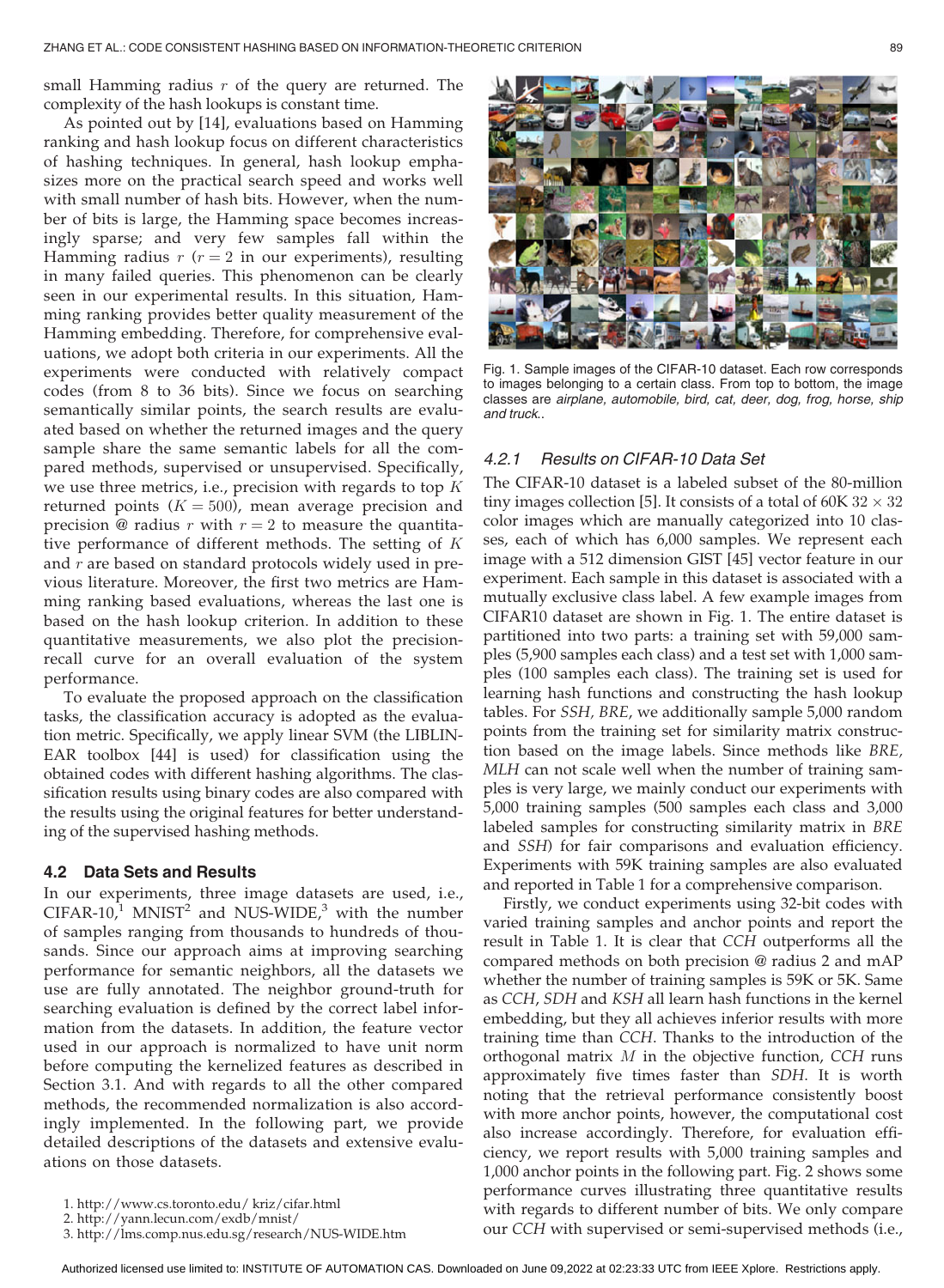small Hamming radius $r$ of the query are returned. The complexity of the hash lookups is constant time.

As pointed out by [14], evaluations based on Hamming ranking and hash lookup focus on different characteristics of hashing techniques. In general, hash lookup emphasizes more on the practical search speed and works well with small number of hash bits. However, when the number of bits is large, the Hamming space becomes increasingly sparse; and very few samples fall within the Hamming radius $r$ ($r = 2$ in our experiments), resulting in many failed queries. This phenomenon can be clearly seen in our experimental results. In this situation, Hamming ranking provides better quality measurement of the Hamming embedding. Therefore, for comprehensive evaluations, we adopt both criteria in our experiments. All the experiments were conducted with relatively compact codes (from 8 to 36 bits). Since we focus on searching semantically similar points, the search results are evaluated based on whether the returned images and the query sample share the same semantic labels for all the compared methods, supervised or unsupervised. Specifically, we use three metrics, i.e., precision with regards to top $K$ returned points ($K = 500$), mean average precision and precision @ radius $r$ with $r = 2$ to measure the quantitative performance of different methods. The setting of $K$ and $r$ are based on standard protocols widely used in previous literature. Moreover, the first two metrics are Hamming ranking based evaluations, whereas the last one is based on the hash lookup criterion. In addition to these quantitative measurements, we also plot the precision-recall curve for an overall evaluation of the system performance.

To evaluate the proposed approach on the classification tasks, the classification accuracy is adopted as the evaluation metric. Specifically, we apply linear SVM (the LIBLINEAR toolbox [44] is used) for classification using the obtained codes with different hashing algorithms. The classification results using binary codes are also compared with the results using the original features for better understanding of the supervised hashing methods.

## 4.2 Data Sets and Results

In our experiments, three image datasets are used, i.e., CIFAR-10,[1] MNIST[2] and NUS-WIDE,[3] with the number of samples ranging from thousands to hundreds of thousands. Since our approach aims at improving searching performance for semantic neighbors, all the datasets we use are fully annotated. The neighbor ground-truth for searching evaluation is defined by the correct label information from the datasets. In addition, the feature vector used in our approach is normalized to have unit norm before computing the kernelized features as described in Section 3.1. And with regards to all the other compared methods, the recommended normalization is also accordingly implemented. In the following part, we provide detailed descriptions of the datasets and extensive evaluations on those datasets.

1. http://www.cs.toronto.edu/ kriz/cifar.html
2. http://yann.lecun.com/exdb/mnist/
3. http://lms.comp.nus.edu.sg/research/NUS-WIDE.htm

Fig. 1. Sample images of the CIFAR-10 dataset. Each row corresponds to images belonging to a certain class. From top to bottom, the image classes are *airplane, automobile, bird, cat, deer, dog, frog, horse, ship and truck.*.

### 4.2.1 Results on CIFAR-10 Data Set

The CIFAR-10 dataset is a labeled subset of the 80-million tiny images collection [5]. It consists of a total of 60K $32 \times 32$ color images which are manually categorized into 10 classes, each of which has 6,000 samples. We represent each image with a 512 dimension GIST [45] vector feature in our experiment. Each sample in this dataset is associated with a mutually exclusive class label. A few example images from CIFAR10 dataset are shown in Fig. 1. The entire dataset is partitioned into two parts: a training set with 59,000 samples (5,900 samples each class) and a test set with 1,000 samples (100 samples each class). The training set is used for learning hash functions and constructing the hash lookup tables. For *SSH, BRE*, we additionally sample 5,000 random points from the training set for similarity matrix construction based on the image labels. Since methods like *BRE, MLH* can not scale well when the number of training samples is very large, we mainly conduct our experiments with 5,000 training samples (500 samples each class and 3,000 labeled samples for constructing similarity matrix in *BRE* and *SSH*) for fair comparisons and evaluation efficiency. Experiments with 59K training samples are also evaluated and reported in Table 1 for a comprehensive comparison.

Firstly, we conduct experiments using 32-bit codes with varied training samples and anchor points and report the result in Table 1. It is clear that *CCH* outperforms all the compared methods on both precision @ radius 2 and mAP whether the number of training samples is 59K or 5K. Same as *CCH*, *SDH* and *KSH* all learn hash functions in the kernel embedding, but they all achieves inferior results with more training time than *CCH*. Thanks to the introduction of the orthogonal matrix $M$ in the objective function, *CCH* runs approximately five times faster than *SDH*. It is worth noting that the retrieval performance consistently boost with more anchor points, however, the computational cost also increase accordingly. Therefore, for evaluation efficiency, we report results with 5,000 training samples and 1,000 anchor points in the following part. Fig. 2 shows some performance curves illustrating three quantitative results with regards to different number of bits. We only compare our *CCH* with supervised or semi-supervised methods (i.e.,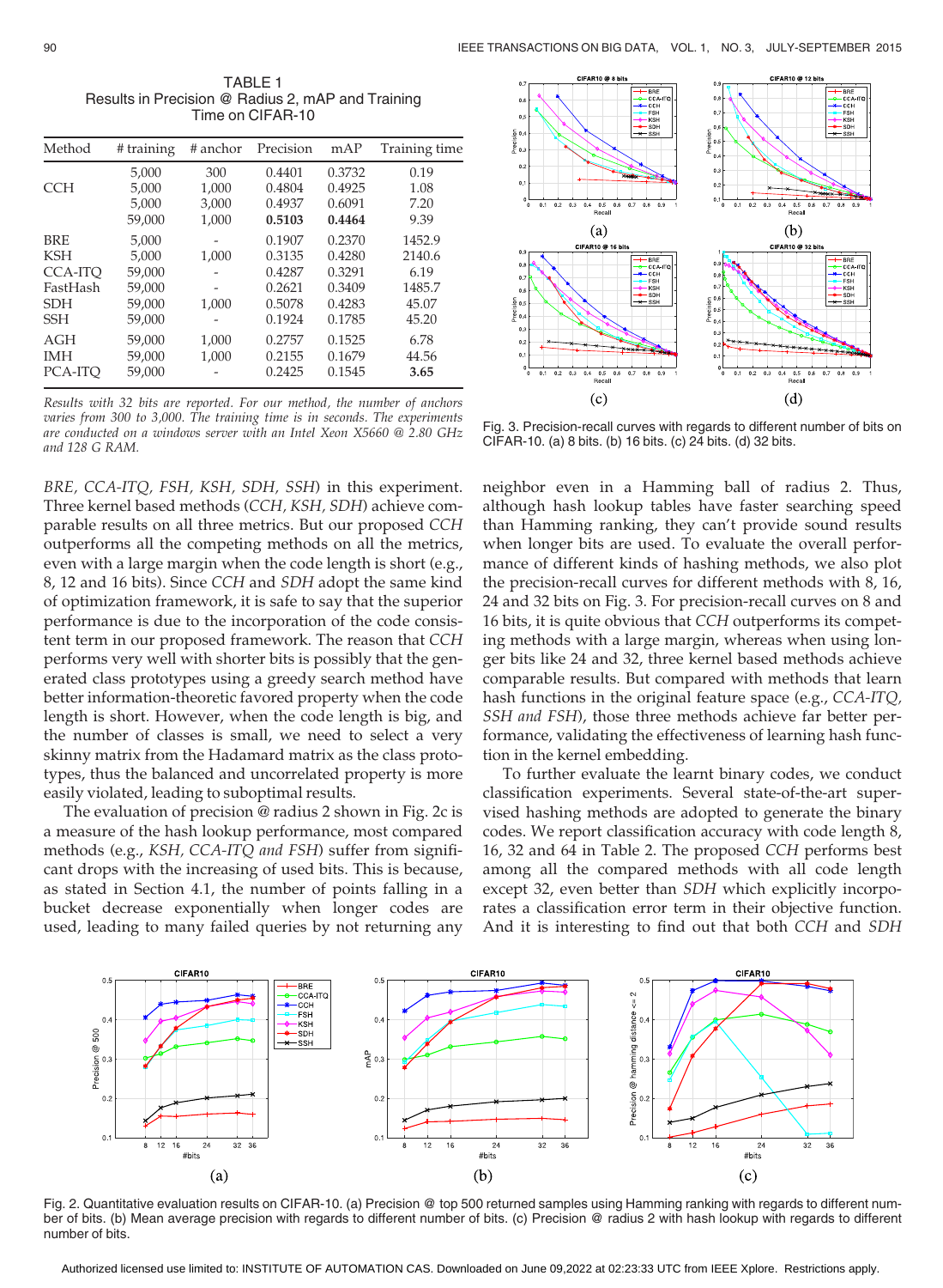TABLE 1
Results in Precision @ Radius 2, mAP and Training Time on CIFAR-10

| Method | # training | # anchor | Precision | mAP | Training time |
|---|---|---|---|---|---|
| CCH | 5,000 | 300 | 0.4401 | 0.3732 | 0.19 |
| | 5,000 | 1,000 | 0.4804 | 0.4925 | 1.08 |
| | 5,000 | 3,000 | 0.4937 | 0.6091 | 7.20 |
| | 59,000 | 1,000 | **0.5103** | **0.4464** | 9.39 |
| BRE | 5,000 | - | 0.1907 | 0.2370 | 1452.9 |
| KSH | 5,000 | 1,000 | 0.3135 | 0.4280 | 2140.6 |
| CCA-ITQ | 59,000 | - | 0.4287 | 0.3291 | 6.19 |
| FastHash | 59,000 | - | 0.2621 | 0.3409 | 1485.7 |
| SDH | 59,000 | 1,000 | 0.5078 | 0.4283 | 45.07 |
| SSH | 59,000 | - | 0.1924 | 0.1785 | 45.20 |
| AGH | 59,000 | 1,000 | 0.2757 | 0.1525 | 6.78 |
| IMH | 59,000 | 1,000 | 0.2155 | 0.1679 | 44.56 |
| PCA-ITQ | 59,000 | - | 0.2425 | 0.1545 | **3.65** |

*Results with 32 bits are reported. For our method, the number of anchors varies from 300 to 3,000. The training time is in seconds. The experiments are conducted on a windows server with an Intel Xeon X5660 @ 2.80 GHz and 128 G RAM.*

*BRE, CCA-ITQ, FSH, KSH, SDH, SSH*) in this experiment. Three kernel based methods (*CCH, KSH, SDH*) achieve comparable results on all three metrics. But our proposed *CCH* outperforms all the competing methods on all the metrics, even with a large margin when the code length is short (e.g., 8, 12 and 16 bits). Since *CCH* and *SDH* adopt the same kind of optimization framework, it is safe to say that the superior performance is due to the incorporation of the code consistent term in our proposed framework. The reason that *CCH* performs very well with shorter bits is possibly that the generated class prototypes using a greedy search method have better information-theoretic favored property when the code length is short. However, when the code length is big, and the number of classes is small, we need to select a very skinny matrix from the Hadamard matrix as the class prototypes, thus the balanced and uncorrelated property is more easily violated, leading to suboptimal results.

The evaluation of precision @ radius 2 shown in Fig. 2c is a measure of the hash lookup performance, most compared methods (e.g., *KSH, CCA-ITQ and FSH*) suffer from significant drops with the increasing of used bits. This is because, as stated in Section 4.1, the number of points falling in a bucket decrease exponentially when longer codes are used, leading to many failed queries by not returning any neighbor even in a Hamming ball of radius 2. Thus, although hash lookup tables have faster searching speed than Hamming ranking, they can't provide sound results when longer bits are used. To evaluate the overall performance of different kinds of hashing methods, we also plot the precision-recall curves for different methods with 8, 16, 24 and 32 bits on Fig. 3. For precision-recall curves on 8 and 16 bits, it is quite obvious that *CCH* outperforms its competing methods with a large margin, whereas when using longer bits like 24 and 32, three kernel based methods achieve comparable results. But compared with methods that learn hash functions in the original feature space (e.g., *CCA-ITQ, SSH and FSH*), those three methods achieve far better performance, validating the effectiveness of learning hash function in the kernel embedding.

To further evaluate the learnt binary codes, we conduct classification experiments. Several state-of-the-art supervised hashing methods are adopted to generate the binary codes. We report classification accuracy with code length 8, 16, 32 and 64 in Table 2. The proposed *CCH* performs best among all the compared methods with all code length except 32, even better than *SDH* which explicitly incorporates a classification error term in their objective function. And it is interesting to find out that both *CCH* and *SDH*

Fig. 3. Precision-recall curves with regards to different number of bits on CIFAR-10. (a) 8 bits. (b) 16 bits. (c) 24 bits. (d) 32 bits.

Fig. 2. Quantitative evaluation results on CIFAR-10. (a) Precision @ top 500 returned samples using Hamming ranking with regards to different number of bits. (b) Mean average precision with regards to different number of bits. (c) Precision @ radius 2 with hash lookup with regards to different number of bits.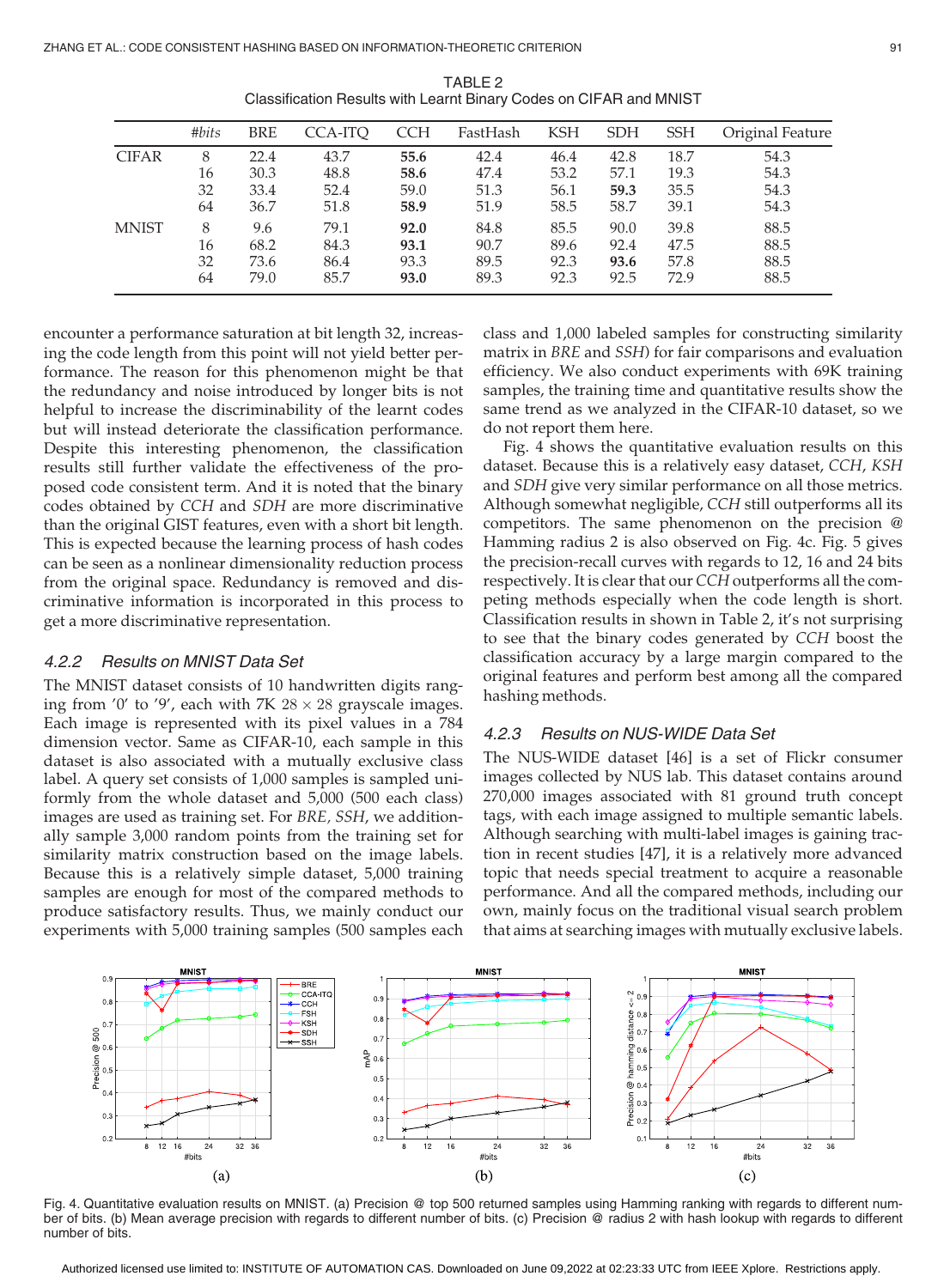TABLE 2
Classification Results with Learnt Binary Codes on CIFAR and MNIST

| | *#bits* | BRE | CCA-ITQ | CCH | FastHash | KSH | SDH | SSH | Original Feature |
|---|---|---|---|---|---|---|---|---|---|
| CIFAR | 8 | 22.4 | 43.7 | **55.6** | 42.4 | 46.4 | 42.8 | 18.7 | 54.3 |
| | 16 | 30.3 | 48.8 | **58.6** | 47.4 | 53.2 | 57.1 | 19.3 | 54.3 |
| | 32 | 33.4 | 52.4 | 59.0 | 51.3 | 56.1 | **59.3** | 35.5 | 54.3 |
| | 64 | 36.7 | 51.8 | **58.9** | 51.9 | 58.5 | 58.7 | 39.1 | 54.3 |
| MNIST | 8 | 9.6 | 79.1 | **92.0** | 84.8 | 85.5 | 90.0 | 39.8 | 88.5 |
| | 16 | 68.2 | 84.3 | **93.1** | 90.7 | 89.6 | 92.4 | 47.5 | 88.5 |
| | 32 | 73.6 | 86.4 | 93.3 | 89.5 | 92.3 | **93.6** | 57.8 | 88.5 |
| | 64 | 79.0 | 85.7 | **93.0** | 89.3 | 92.3 | 92.5 | 72.9 | 88.5 |

encounter a performance saturation at bit length 32, increasing the code length from this point will not yield better performance. The reason for this phenomenon might be that the redundancy and noise introduced by longer bits is not helpful to increase the discriminability of the learnt codes but will instead deteriorate the classification performance. Despite this interesting phenomenon, the classification results still further validate the effectiveness of the proposed code consistent term. And it is noted that the binary codes obtained by *CCH* and *SDH* are more discriminative than the original GIST features, even with a short bit length. This is expected because the learning process of hash codes can be seen as a nonlinear dimensionality reduction process from the original space. Redundancy is removed and discriminative information is incorporated in this process to get a more discriminative representation.

### 4.2.2 Results on MNIST Data Set

The MNIST dataset consists of 10 handwritten digits ranging from '0' to '9', each with 7K $28 \times 28$ grayscale images. Each image is represented with its pixel values in a 784 dimension vector. Same as CIFAR-10, each sample in this dataset is also associated with a mutually exclusive class label. A query set consists of 1,000 samples is sampled uniformly from the whole dataset and 5,000 (500 each class) images are used as training set. For *BRE, SSH*, we additionally sample 3,000 random points from the training set for similarity matrix construction based on the image labels. Because this is a relatively simple dataset, 5,000 training samples are enough for most of the compared methods to produce satisfactory results. Thus, we mainly conduct our experiments with 5,000 training samples (500 samples each class and 1,000 labeled samples for constructing similarity matrix in *BRE* and *SSH*) for fair comparisons and evaluation efficiency. We also conduct experiments with 69K training samples, the training time and quantitative results show the same trend as we analyzed in the CIFAR-10 dataset, so we do not report them here.

Fig. 4 shows the quantitative evaluation results on this dataset. Because this is a relatively easy dataset, *CCH*, *KSH* and *SDH* give very similar performance on all those metrics. Although somewhat negligible, *CCH* still outperforms all its competitors. The same phenomenon on the precision @ Hamming radius 2 is also observed on Fig. 4c. Fig. 5 gives the precision-recall curves with regards to 12, 16 and 24 bits respectively. It is clear that our *CCH* outperforms all the competing methods especially when the code length is short. Classification results in shown in Table 2, it's not surprising to see that the binary codes generated by *CCH* boost the classification accuracy by a large margin compared to the original features and perform best among all the compared hashing methods.

### 4.2.3 Results on NUS-WIDE Data Set

The NUS-WIDE dataset [46] is a set of Flickr consumer images collected by NUS lab. This dataset contains around 270,000 images associated with 81 ground truth concept tags, with each image assigned to multiple semantic labels. Although searching with multi-label images is gaining traction in recent studies [47], it is a relatively more advanced topic that needs special treatment to acquire a reasonable performance. And all the compared methods, including our own, mainly focus on the traditional visual search problem that aims at searching images with mutually exclusive labels.

Fig. 4. Quantitative evaluation results on MNIST. (a) Precision @ top 500 returned samples using Hamming ranking with regards to different number of bits. (b) Mean average precision with regards to different number of bits. (c) Precision @ radius 2 with hash lookup with regards to different number of bits.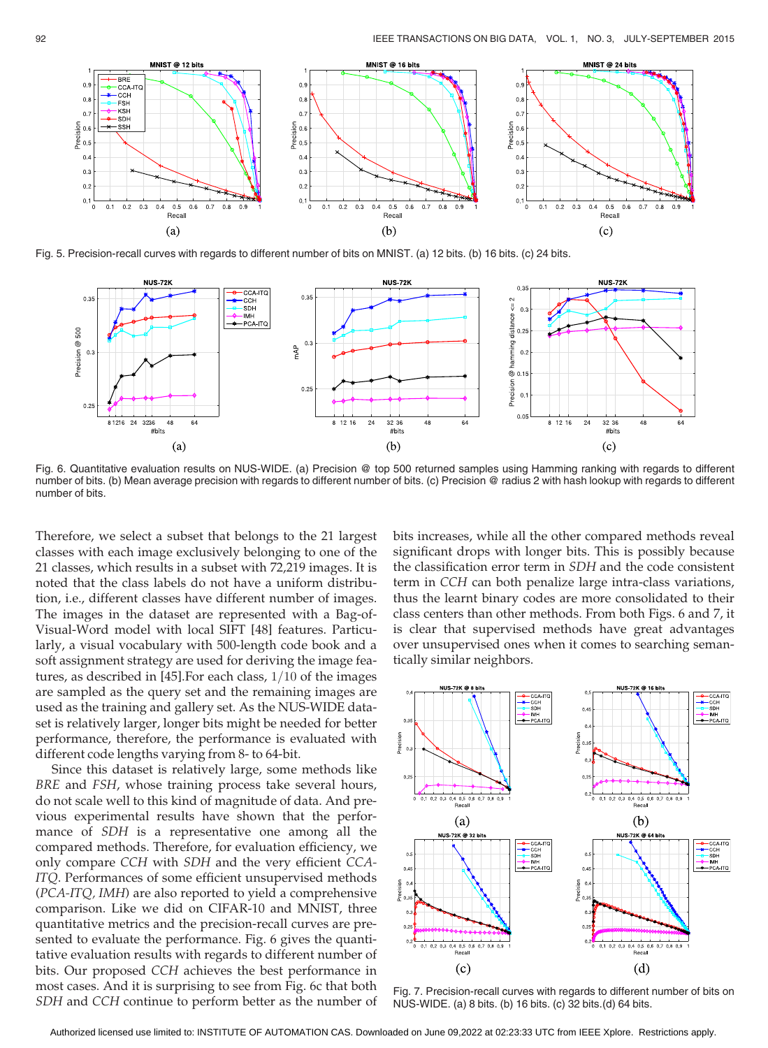Fig. 5. Precision-recall curves with regards to different number of bits on MNIST. (a) 12 bits. (b) 16 bits. (c) 24 bits.

Fig. 6. Quantitative evaluation results on NUS-WIDE. (a) Precision @ top 500 returned samples using Hamming ranking with regards to different number of bits. (b) Mean average precision with regards to different number of bits. (c) Precision @ radius 2 with hash lookup with regards to different number of bits.

Therefore, we select a subset that belongs to the 21 largest classes with each image exclusively belonging to one of the 21 classes, which results in a subset with 72,219 images. It is noted that the class labels do not have a uniform distribution, i.e., different classes have different number of images. The images in the dataset are represented with a Bag-of-Visual-Word model with local SIFT [48] features. Particularly, a visual vocabulary with 500-length code book and a soft assignment strategy are used for deriving the image features, as described in [45].For each class, $1/10$ of the images are sampled as the query set and the remaining images are used as the training and gallery set. As the NUS-WIDE dataset is relatively larger, longer bits might be needed for better performance, therefore, the performance is evaluated with different code lengths varying from 8- to 64-bit.

Since this dataset is relatively large, some methods like *BRE* and *FSH*, whose training process take several hours, do not scale well to this kind of magnitude of data. And previous experimental results have shown that the performance of *SDH* is a representative one among all the compared methods. Therefore, for evaluation efficiency, we only compare *CCH* with *SDH* and the very efficient *CCA-ITQ*. Performances of some efficient unsupervised methods (*PCA-ITQ*, *IMH*) are also reported to yield a comprehensive comparison. Like we did on CIFAR-10 and MNIST, three quantitative metrics and the precision-recall curves are presented to evaluate the performance. Fig. 6 gives the quantitative evaluation results with regards to different number of bits. Our proposed *CCH* achieves the best performance in most cases. And it is surprising to see from Fig. 6c that both *SDH* and *CCH* continue to perform better as the number of bits increases, while all the other compared methods reveal significant drops with longer bits. This is possibly because the classification error term in *SDH* and the code consistent term in *CCH* can both penalize large intra-class variations, thus the learnt binary codes are more consolidated to their class centers than other methods. From both Figs. 6 and 7, it is clear that supervised methods have great advantages over unsupervised ones when it comes to searching semantically similar neighbors.

Fig. 7. Precision-recall curves with regards to different number of bits on NUS-WIDE. (a) 8 bits. (b) 16 bits. (c) 32 bits.(d) 64 bits.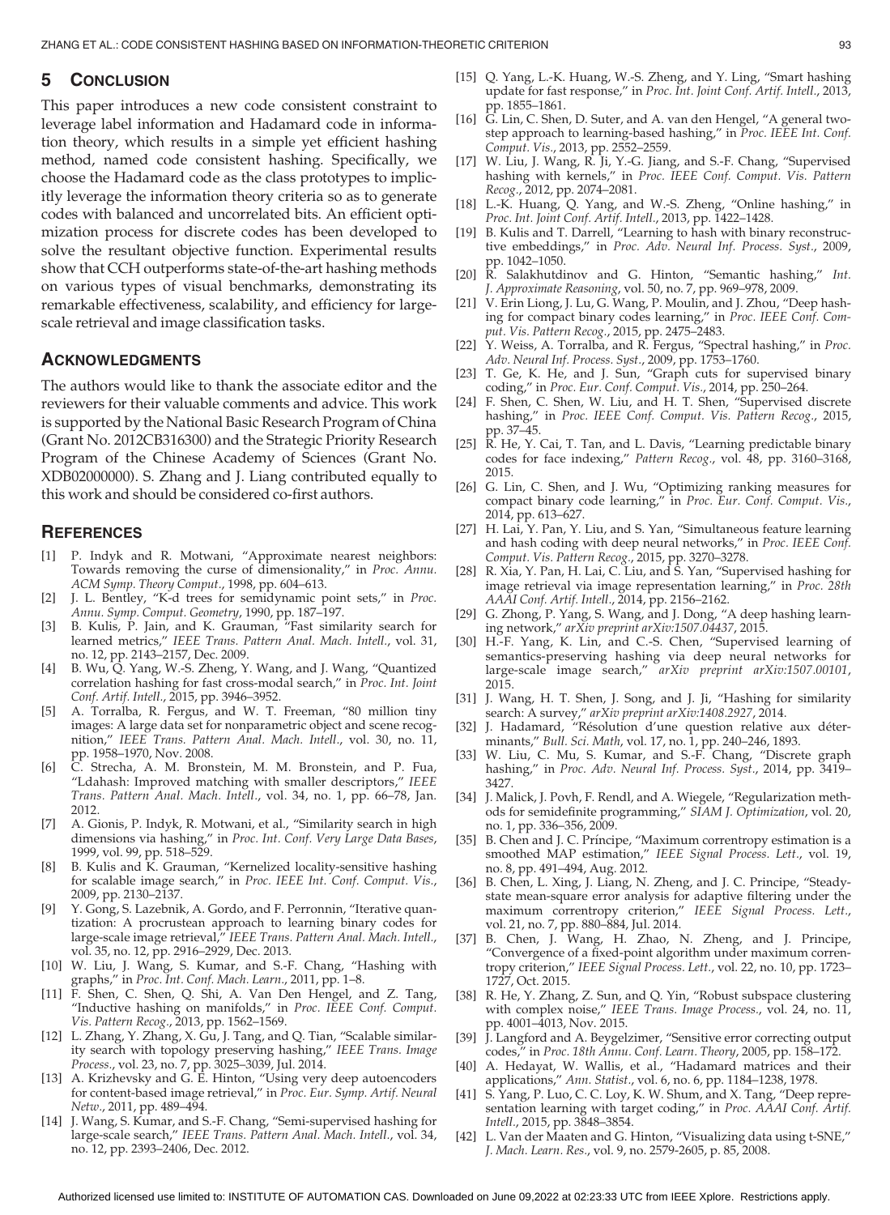## 5 Conclusion

This paper introduces a new code consistent constraint to leverage label information and Hadamard code in information theory, which results in a simple yet efficient hashing method, named code consistent hashing. Specifically, we choose the Hadamard code as the class prototypes to implicitly leverage the information theory criteria so as to generate codes with balanced and uncorrelated bits. An efficient optimization process for discrete codes has been developed to solve the resultant objective function. Experimental results show that CCH outperforms state-of-the-art hashing methods on various types of visual benchmarks, demonstrating its remarkable effectiveness, scalability, and efficiency for large-scale retrieval and image classification tasks.

## Acknowledgments

The authors would like to thank the associate editor and the reviewers for their valuable comments and advice. This work is supported by the National Basic Research Program of China (Grant No. 2012CB316300) and the Strategic Priority Research Program of the Chinese Academy of Sciences (Grant No. XDB02000000). S. Zhang and J. Liang contributed equally to this work and should be considered co-first authors.

## References

[1] P. Indyk and R. Motwani, "Approximate nearest neighbors: Towards removing the curse of dimensionality," in *Proc. Annu. ACM Symp. Theory Comput.*, 1998, pp. 604–613.

[2] J. L. Bentley, "K-d trees for semidynamic point sets," in *Proc. Annu. Symp. Comput. Geometry*, 1990, pp. 187–197.

[3] B. Kulis, P. Jain, and K. Grauman, "Fast similarity search for learned metrics," *IEEE Trans. Pattern Anal. Mach. Intell.*, vol. 31, no. 12, pp. 2143–2157, Dec. 2009.

[4] B. Wu, Q. Yang, W.-S. Zheng, Y. Wang, and J. Wang, "Quantized correlation hashing for fast cross-modal search," in *Proc. Int. Joint Conf. Artif. Intell.*, 2015, pp. 3946–3952.

[5] A. Torralba, R. Fergus, and W. T. Freeman, "80 million tiny images: A large data set for nonparametric object and scene recognition," *IEEE Trans. Pattern Anal. Mach. Intell.*, vol. 30, no. 11, pp. 1958–1970, Nov. 2008.

[6] C. Strecha, A. M. Bronstein, M. M. Bronstein, and P. Fua, "Ldahash: Improved matching with smaller descriptors," *IEEE Trans. Pattern Anal. Mach. Intell.*, vol. 34, no. 1, pp. 66–78, Jan. 2012.

[7] A. Gionis, P. Indyk, R. Motwani, et al., "Similarity search in high dimensions via hashing," in *Proc. Int. Conf. Very Large Data Bases*, 1999, vol. 99, pp. 518–529.

[8] B. Kulis and K. Grauman, "Kernelized locality-sensitive hashing for scalable image search," in *Proc. IEEE Int. Conf. Comput. Vis.*, 2009, pp. 2130–2137.

[9] Y. Gong, S. Lazebnik, A. Gordo, and F. Perronnin, "Iterative quantization: A procrustean approach to learning binary codes for large-scale image retrieval," *IEEE Trans. Pattern Anal. Mach. Intell.*, vol. 35, no. 12, pp. 2916–2929, Dec. 2013.

[10] W. Liu, J. Wang, S. Kumar, and S.-F. Chang, "Hashing with graphs," in *Proc. Int. Conf. Mach. Learn.*, 2011, pp. 1–8.

[11] F. Shen, C. Shen, Q. Shi, A. Van Den Hengel, and Z. Tang, "Inductive hashing on manifolds," in *Proc. IEEE Conf. Comput. Vis. Pattern Recog.*, 2013, pp. 1562–1569.

[12] L. Zhang, Y. Zhang, X. Gu, J. Tang, and Q. Tian, "Scalable similarity search with topology preserving hashing," *IEEE Trans. Image Process.*, vol. 23, no. 7, pp. 3025–3039, Jul. 2014.

[13] A. Krizhevsky and G. E. Hinton, "Using very deep autoencoders for content-based image retrieval," in *Proc. Eur. Symp. Artif. Neural Netw.*, 2011, pp. 489–494.

[14] J. Wang, S. Kumar, and S.-F. Chang, "Semi-supervised hashing for large-scale search," *IEEE Trans. Pattern Anal. Mach. Intell.*, vol. 34, no. 12, pp. 2393–2406, Dec. 2012.

[15] Q. Yang, L.-K. Huang, W.-S. Zheng, and Y. Ling, "Smart hashing update for fast response," in *Proc. Int. Joint Conf. Artif. Intell.*, 2013, pp. 1855–1861.

[16] G. Lin, C. Shen, D. Suter, and A. van den Hengel, "A general two-step approach to learning-based hashing," in *Proc. IEEE Int. Conf. Comput. Vis.*, 2013, pp. 2552–2559.

[17] W. Liu, J. Wang, R. Ji, Y.-G. Jiang, and S.-F. Chang, "Supervised hashing with kernels," in *Proc. IEEE Conf. Comput. Vis. Pattern Recog.*, 2012, pp. 2074–2081.

[18] L.-K. Huang, Q. Yang, and W.-S. Zheng, "Online hashing," in *Proc. Int. Joint Conf. Artif. Intell.*, 2013, pp. 1422–1428.

[19] B. Kulis and T. Darrell, "Learning to hash with binary reconstructive embeddings," in *Proc. Adv. Neural Inf. Process. Syst.*, 2009, pp. 1042–1050.

[20] R. Salakhutdinov and G. Hinton, "Semantic hashing," *Int. J. Approximate Reasoning*, vol. 50, no. 7, pp. 969–978, 2009.

[21] V. Erin Liong, J. Lu, G. Wang, P. Moulin, and J. Zhou, "Deep hashing for compact binary codes learning," in *Proc. IEEE Conf. Comput. Vis. Pattern Recog.*, 2015, pp. 2475–2483.

[22] Y. Weiss, A. Torralba, and R. Fergus, "Spectral hashing," in *Proc. Adv. Neural Inf. Process. Syst.*, 2009, pp. 1753–1760.

[23] T. Ge, K. He, and J. Sun, "Graph cuts for supervised binary coding," in *Proc. Eur. Conf. Comput. Vis.*, 2014, pp. 250–264.

[24] F. Shen, C. Shen, W. Liu, and H. T. Shen, "Supervised discrete hashing," in *Proc. IEEE Conf. Comput. Vis. Pattern Recog.*, 2015, pp. 37–45.

[25] R. He, Y. Cai, T. Tan, and L. Davis, "Learning predictable binary codes for face indexing," *Pattern Recog.*, vol. 48, pp. 3160–3168, 2015.

[26] G. Lin, C. Shen, and J. Wu, "Optimizing ranking measures for compact binary code learning," in *Proc. Eur. Conf. Comput. Vis.*, 2014, pp. 613–627.

[27] H. Lai, Y. Pan, Y. Liu, and S. Yan, "Simultaneous feature learning and hash coding with deep neural networks," in *Proc. IEEE Conf. Comput. Vis. Pattern Recog.*, 2015, pp. 3270–3278.

[28] R. Xia, Y. Pan, H. Lai, C. Liu, and S. Yan, "Supervised hashing for image retrieval via image representation learning," in *Proc. 28th AAAI Conf. Artif. Intell.*, 2014, pp. 2156–2162.

[29] G. Zhong, P. Yang, S. Wang, and J. Dong, "A deep hashing learning network," *arXiv preprint arXiv:1507.04437*, 2015.

[30] H.-F. Yang, K. Lin, and C.-S. Chen, "Supervised learning of semantics-preserving hashing via deep neural networks for large-scale image search," *arXiv preprint arXiv:1507.00101*, 2015.

[31] J. Wang, H. T. Shen, J. Song, and J. Ji, "Hashing for similarity search: A survey," *arXiv preprint arXiv:1408.2927*, 2014.

[32] J. Hadamard, "Résolution d'une question relative aux déterminants," *Bull. Sci. Math*, vol. 17, no. 1, pp. 240–246, 1893.

[33] W. Liu, C. Mu, S. Kumar, and S.-F. Chang, "Discrete graph hashing," in *Proc. Adv. Neural Inf. Process. Syst.*, 2014, pp. 3419–3427.

[34] J. Malick, J. Povh, F. Rendl, and A. Wiegele, "Regularization methods for semidefinite programming," *SIAM J. Optimization*, vol. 20, no. 1, pp. 336–356, 2009.

[35] B. Chen and J. C. Príncipe, "Maximum correntropy estimation is a smoothed MAP estimation," *IEEE Signal Process. Lett.*, vol. 19, no. 8, pp. 491–494, Aug. 2012.

[36] B. Chen, L. Xing, J. Liang, N. Zheng, and J. C. Principe, "Steady-state mean-square error analysis for adaptive filtering under the maximum correntropy criterion," *IEEE Signal Process. Lett.*, vol. 21, no. 7, pp. 880–884, Jul. 2014.

[37] B. Chen, J. Wang, H. Zhao, N. Zheng, and J. Principe, "Convergence of a fixed-point algorithm under maximum correntropy criterion," *IEEE Signal Process. Lett.*, vol. 22, no. 10, pp. 1723–1727, Oct. 2015.

[38] R. He, Y. Zhang, Z. Sun, and Q. Yin, "Robust subspace clustering with complex noise," *IEEE Trans. Image Process.*, vol. 24, no. 11, pp. 4001–4013, Nov. 2015.

[39] J. Langford and A. Beygelzimer, "Sensitive error correcting output codes," in *Proc. 18th Annu. Conf. Learn. Theory*, 2005, pp. 158–172.

[40] A. Hedayat, W. Wallis, et al., "Hadamard matrices and their applications," *Ann. Statist.*, vol. 6, no. 6, pp. 1184–1238, 1978.

[41] S. Yang, P. Luo, C. C. Loy, K. W. Shum, and X. Tang, "Deep representation learning with target coding," in *Proc. AAAI Conf. Artif. Intell.*, 2015, pp. 3848–3854.

[42] L. Van der Maaten and G. Hinton, "Visualizing data using t-SNE," *J. Mach. Learn. Res.*, vol. 9, no. 2579-2605, p. 85, 2008.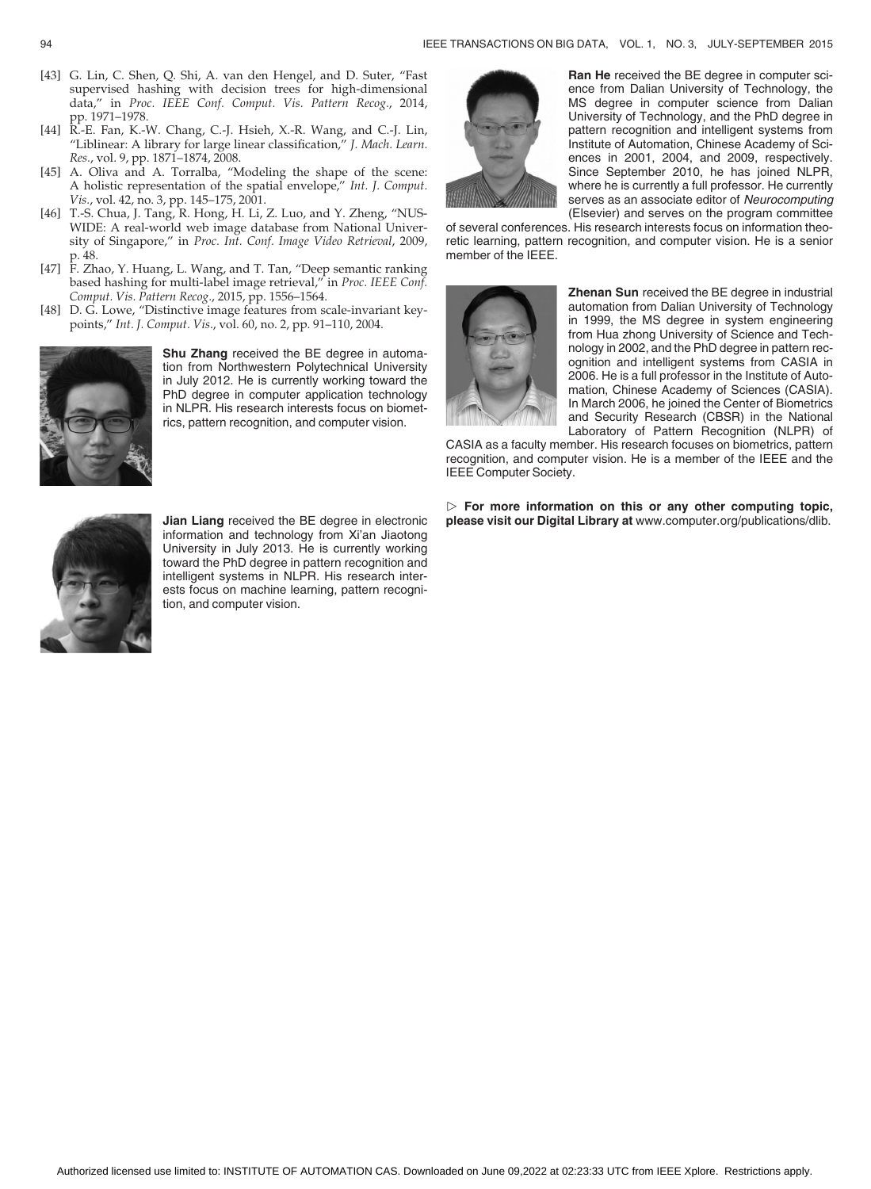[43] G. Lin, C. Shen, Q. Shi, A. van den Hengel, and D. Suter, "Fast supervised hashing with decision trees for high-dimensional data," in *Proc. IEEE Conf. Comput. Vis. Pattern Recog.*, 2014, pp. 1971–1978.

[44] R.-E. Fan, K.-W. Chang, C.-J. Hsieh, X.-R. Wang, and C.-J. Lin, "Liblinear: A library for large linear classification," *J. Mach. Learn. Res.*, vol. 9, pp. 1871–1874, 2008.

[45] A. Oliva and A. Torralba, "Modeling the shape of the scene: A holistic representation of the spatial envelope," *Int. J. Comput. Vis.*, vol. 42, no. 3, pp. 145–175, 2001.

[46] T.-S. Chua, J. Tang, R. Hong, H. Li, Z. Luo, and Y. Zheng, "NUS-WIDE: A real-world web image database from National University of Singapore," in *Proc. Int. Conf. Image Video Retrieval*, 2009, p. 48.

[47] F. Zhao, Y. Huang, L. Wang, and T. Tan, "Deep semantic ranking based hashing for multi-label image retrieval," in *Proc. IEEE Conf. Comput. Vis. Pattern Recog.*, 2015, pp. 1556–1564.

[48] D. G. Lowe, "Distinctive image features from scale-invariant keypoints," *Int. J. Comput. Vis.*, vol. 60, no. 2, pp. 91–110, 2004.

**Shu Zhang** received the BE degree in automation from Northwestern Polytechnical University in July 2012. He is currently working toward the PhD degree in computer application technology in NLPR. His research interests focus on biometrics, pattern recognition, and computer vision.

**Jian Liang** received the BE degree in electronic information and technology from Xi'an Jiaotong University in July 2013. He is currently working toward the PhD degree in pattern recognition and intelligent systems in NLPR. His research interests focus on machine learning, pattern recognition, and computer vision.

**Ran He** received the BE degree in computer science from Dalian University of Technology, the MS degree in computer science from Dalian University of Technology, and the PhD degree in pattern recognition and intelligent systems from Institute of Automation, Chinese Academy of Sciences in 2001, 2004, and 2009, respectively. Since September 2010, he has joined NLPR, where he is currently a full professor. He currently serves as an associate editor of *Neurocomputing* (Elsevier) and serves on the program committee of several conferences. His research interests focus on information theoretic learning, pattern recognition, and computer vision. He is a senior member of the IEEE.

**Zhenan Sun** received the BE degree in industrial automation from Dalian University of Technology in 1999, the MS degree in system engineering from Hua zhong University of Science and Technology in 2002, and the PhD degree in pattern recognition and intelligent systems from CASIA in 2006. He is a full professor in the Institute of Automation, Chinese Academy of Sciences (CASIA). In March 2006, he joined the Center of Biometrics and Security Research (CBSR) in the National Laboratory of Pattern Recognition (NLPR) of CASIA as a faculty member. His research focuses on biometrics, pattern recognition, and computer vision. He is a member of the IEEE and the IEEE Computer Society.

▷ **For more information on this or any other computing topic, please visit our Digital Library at** www.computer.org/publications/dlib.